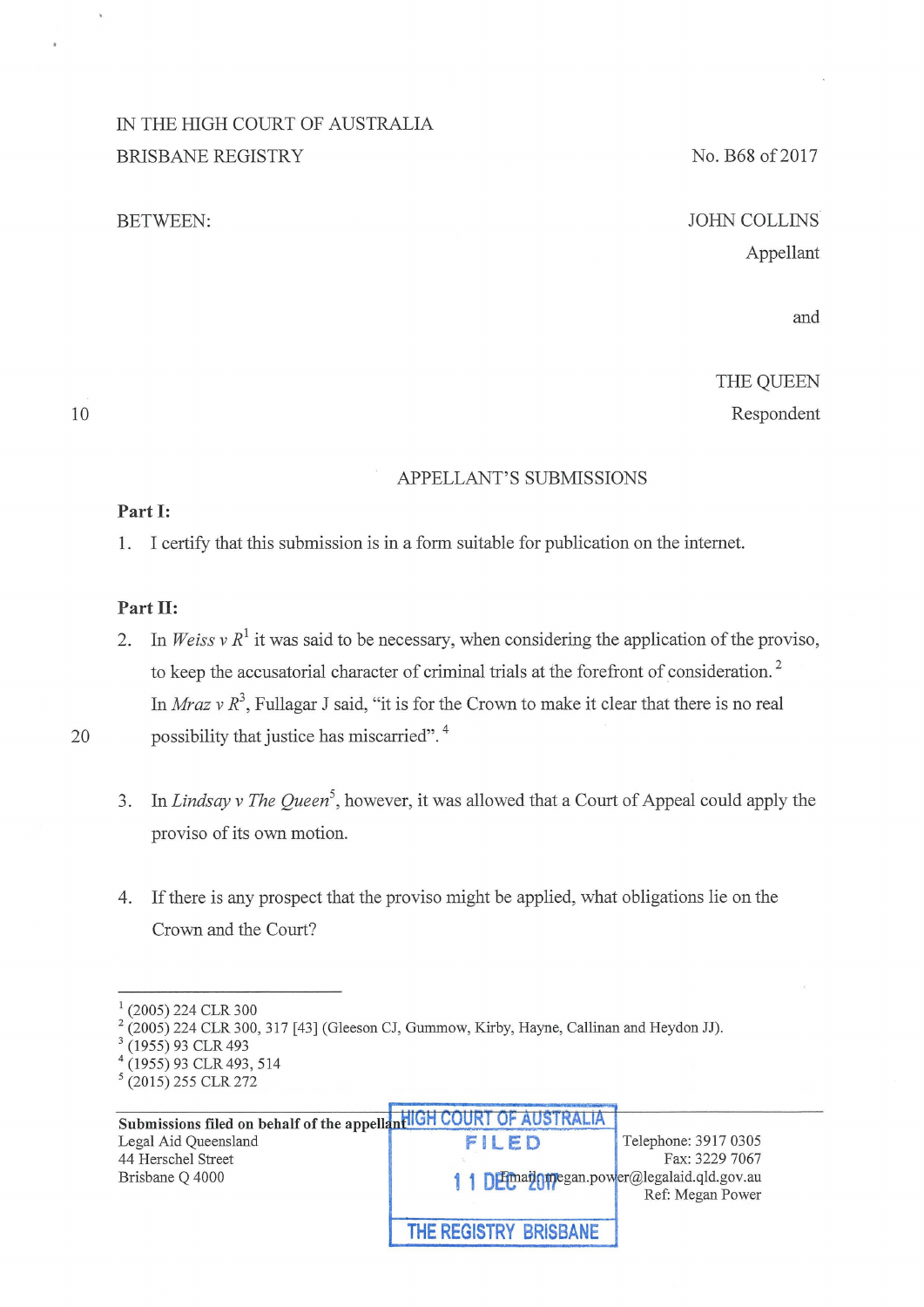IN THE HIGH COURT OF AUSTRALIA

BRISBANE REGISTRY

No. B68 of 2017

BETWEEN:

JOHN COLLINS

Appellant

and

THE QUEEN

Respondent

## APPELLANT'S SUBMISSIONS

**Part I:**

1. I certify that this submission is in a form suitable for publication on the internet.

**Part II:**

2. In *Weiss v R*[1] it was said to be necessary, when considering the application of the proviso, to keep the accusatorial character of criminal trials at the forefront of consideration.[2] In *Mraz v R*[3], Fullagar J said, "it is for the Crown to make it clear that there is no real possibility that justice has miscarried".[4]

3. In *Lindsay v The Queen*[5], however, it was allowed that a Court of Appeal could apply the proviso of its own motion.

4. If there is any prospect that the proviso might be applied, what obligations lie on the Crown and the Court?

---

[1] (2005) 224 CLR 300

[2] (2005) 224 CLR 300, 317 [43] (Gleeson CJ, Gummow, Kirby, Hayne, Callinan and Heydon JJ).

[3] (1955) 93 CLR 493

[4] (1955) 93 CLR 493, 514

[5] (2015) 255 CLR 272

**Submissions filed on behalf of the appellant**

Legal Aid Queensland
44 Herschel Street
Brisbane Q 4000

HIGH COURT OF AUSTRALIA
FILED
11 DEC 2017
THE REGISTRY BRISBANE

Telephone: 3917 0305
Fax: 3229 7067
Email: megan.power@legalaid.qld.gov.au
Ref: Megan Power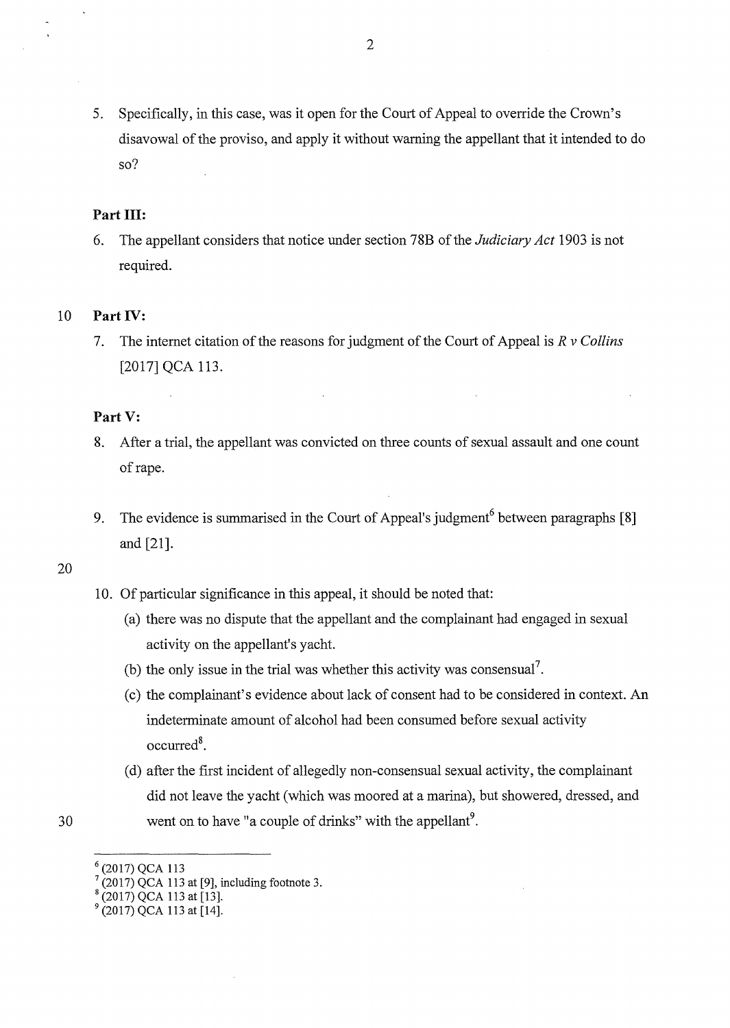5. Specifically, in this case, was it open for the Court of Appeal to override the Crown's disavowal of the proviso, and apply it without warning the appellant that it intended to do so?

**Part III:**

6. The appellant considers that notice under section 78B of the *Judiciary Act* 1903 is not required.

**Part IV:**

7. The internet citation of the reasons for judgment of the Court of Appeal is *R v Collins* [2017] QCA 113.

**Part V:**

8. After a trial, the appellant was convicted on three counts of sexual assault and one count of rape.

9. The evidence is summarised in the Court of Appeal's judgment[6] between paragraphs [8] and [21].

10. Of particular significance in this appeal, it should be noted that:

    (a) there was no dispute that the appellant and the complainant had engaged in sexual activity on the appellant's yacht.

    (b) the only issue in the trial was whether this activity was consensual[7].

    (c) the complainant's evidence about lack of consent had to be considered in context. An indeterminate amount of alcohol had been consumed before sexual activity occurred[8].

    (d) after the first incident of allegedly non-consensual sexual activity, the complainant did not leave the yacht (which was moored at a marina), but showered, dressed, and went on to have "a couple of drinks" with the appellant[9].

---

[6] (2017) QCA 113

[7] (2017) QCA 113 at [9], including footnote 3.

[8] (2017) QCA 113 at [13].

[9] (2017) QCA 113 at [14].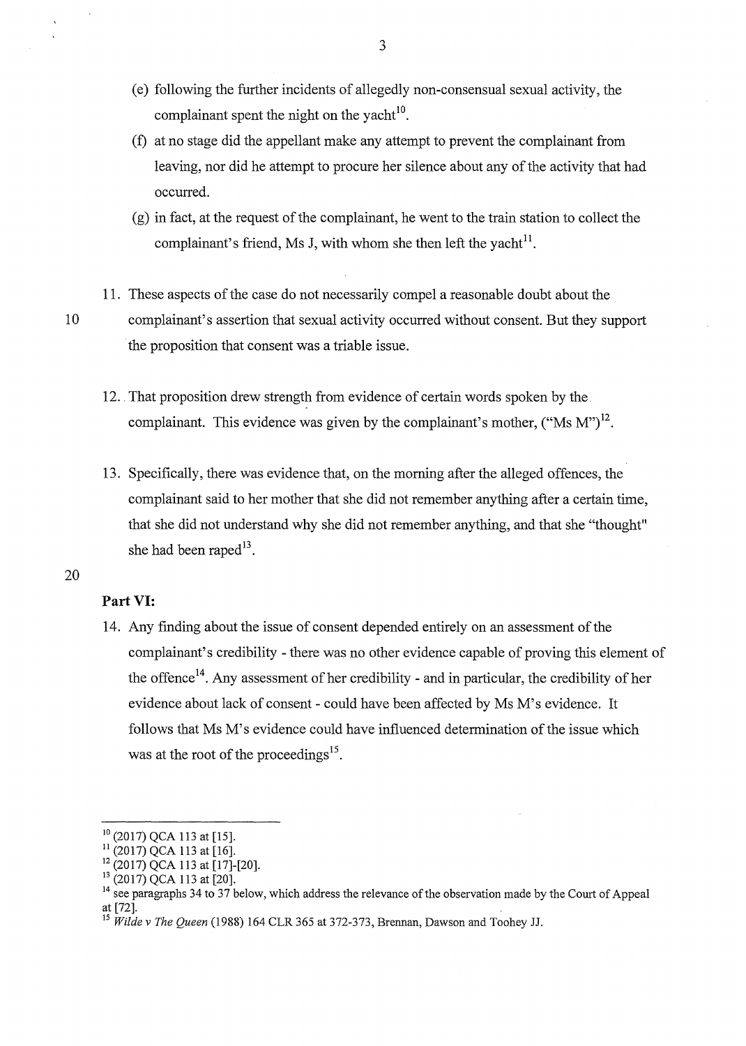(e) following the further incidents of allegedly non-consensual sexual activity, the complainant spent the night on the yacht[10].

(f) at no stage did the appellant make any attempt to prevent the complainant from leaving, nor did he attempt to procure her silence about any of the activity that had occurred.

(g) in fact, at the request of the complainant, he went to the train station to collect the complainant's friend, Ms J, with whom she then left the yacht[11].

11. These aspects of the case do not necessarily compel a reasonable doubt about the complainant's assertion that sexual activity occurred without consent. But they support the proposition that consent was a triable issue.

12. That proposition drew strength from evidence of certain words spoken by the complainant. This evidence was given by the complainant's mother, ("Ms M")[12].

13. Specifically, there was evidence that, on the morning after the alleged offences, the complainant said to her mother that she did not remember anything after a certain time, that she did not understand why she did not remember anything, and that she "thought" she had been raped[13].

**Part VI:**

14. Any finding about the issue of consent depended entirely on an assessment of the complainant's credibility - there was no other evidence capable of proving this element of the offence[14]. Any assessment of her credibility - and in particular, the credibility of her evidence about lack of consent - could have been affected by Ms M's evidence. It follows that Ms M's evidence could have influenced determination of the issue which was at the root of the proceedings[15].

---

[10] (2017) QCA 113 at [15].

[11] (2017) QCA 113 at [16].

[12] (2017) QCA 113 at [17]-[20].

[13] (2017) QCA 113 at [20].

[14] see paragraphs 34 to 37 below, which address the relevance of the observation made by the Court of Appeal at [72].

[15] *Wilde v The Queen* (1988) 164 CLR 365 at 372-373, Brennan, Dawson and Toohey JJ.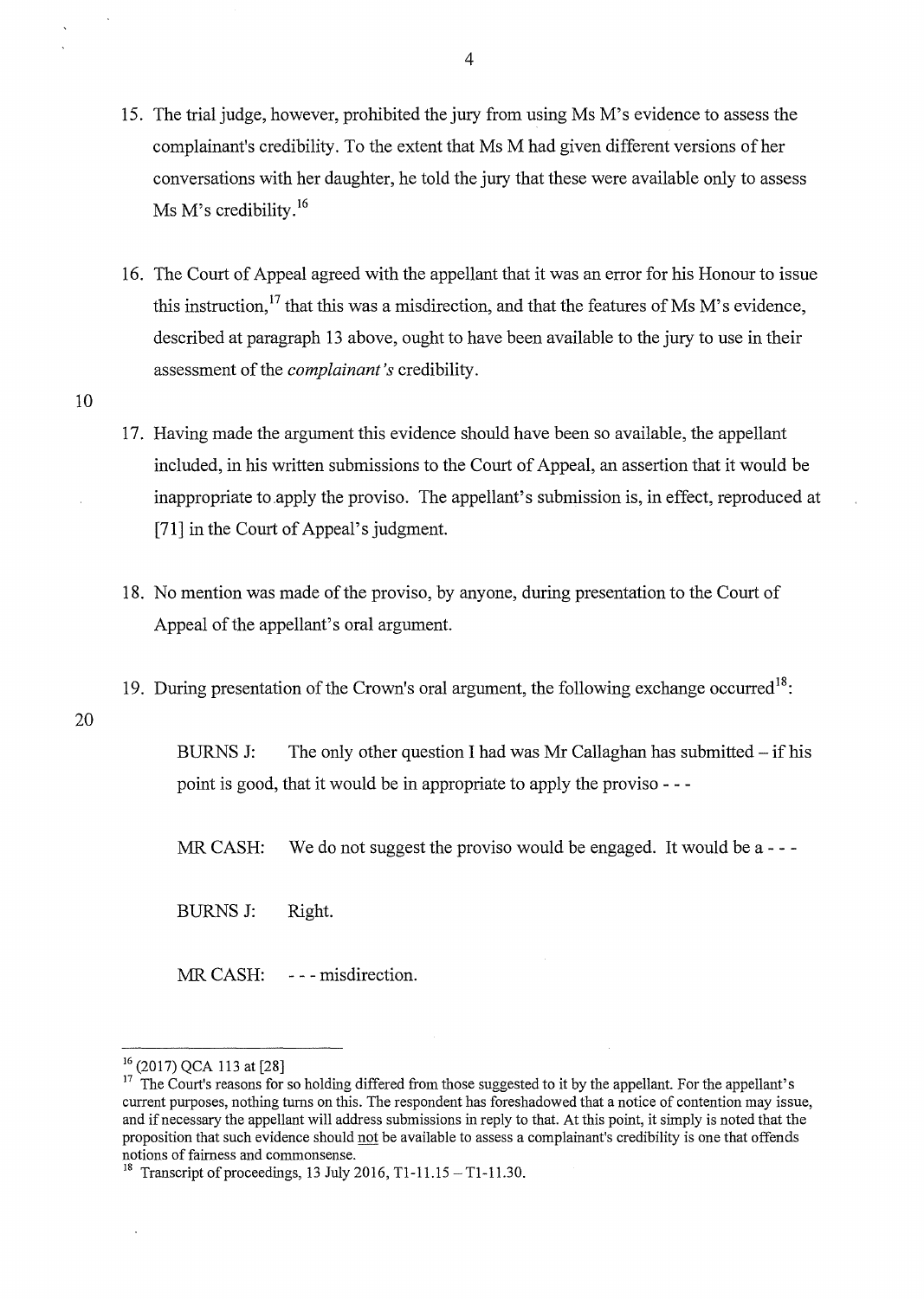15. The trial judge, however, prohibited the jury from using Ms M's evidence to assess the complainant's credibility. To the extent that Ms M had given different versions of her conversations with her daughter, he told the jury that these were available only to assess Ms M's credibility.[16]

16. The Court of Appeal agreed with the appellant that it was an error for his Honour to issue this instruction,[17] that this was a misdirection, and that the features of Ms M's evidence, described at paragraph 13 above, ought to have been available to the jury to use in their assessment of the *complainant's* credibility.

17. Having made the argument this evidence should have been so available, the appellant included, in his written submissions to the Court of Appeal, an assertion that it would be inappropriate to apply the proviso. The appellant's submission is, in effect, reproduced at [71] in the Court of Appeal's judgment.

18. No mention was made of the proviso, by anyone, during presentation to the Court of Appeal of the appellant's oral argument.

19. During presentation of the Crown's oral argument, the following exchange occurred[18]:

> BURNS J: The only other question I had was Mr Callaghan has submitted – if his point is good, that it would be in appropriate to apply the proviso - - -
>
> MR CASH: We do not suggest the proviso would be engaged. It would be a - - -
>
> BURNS J: Right.
>
> MR CASH: - - - misdirection.

---

[16] (2017) QCA 113 at [28]

[17] The Court's reasons for so holding differed from those suggested to it by the appellant. For the appellant's current purposes, nothing turns on this. The respondent has foreshadowed that a notice of contention may issue, and if necessary the appellant will address submissions in reply to that. At this point, it simply is noted that the proposition that such evidence should not be available to assess a complainant's credibility is one that offends notions of fairness and commonsense.

[18] Transcript of proceedings, 13 July 2016, T1-11.15 – T1-11.30.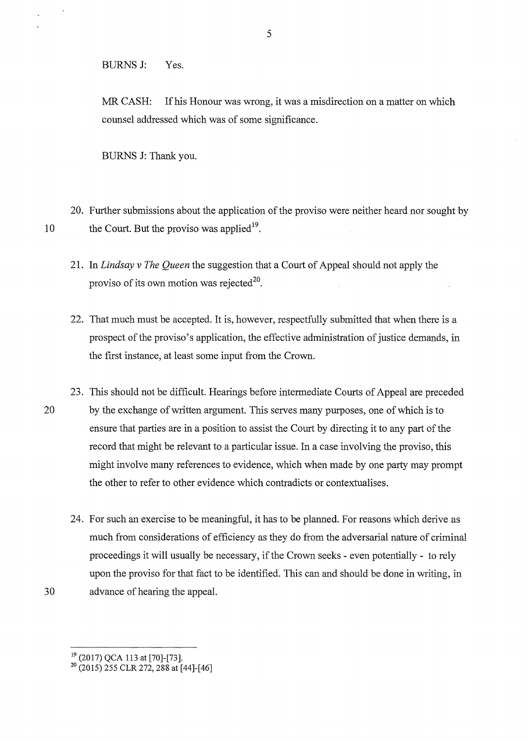BURNS J: Yes.

MR CASH: If his Honour was wrong, it was a misdirection on a matter on which counsel addressed which was of some significance.

BURNS J: Thank you.

20. Further submissions about the application of the proviso were neither heard nor sought by the Court. But the proviso was applied[19].

21. In *Lindsay v The Queen* the suggestion that a Court of Appeal should not apply the proviso of its own motion was rejected[20].

22. That much must be accepted. It is, however, respectfully submitted that when there is a prospect of the proviso's application, the effective administration of justice demands, in the first instance, at least some input from the Crown.

23. This should not be difficult. Hearings before intermediate Courts of Appeal are preceded by the exchange of written argument. This serves many purposes, one of which is to ensure that parties are in a position to assist the Court by directing it to any part of the record that might be relevant to a particular issue. In a case involving the proviso, this might involve many references to evidence, which when made by one party may prompt the other to refer to other evidence which contradicts or contextualises.

24. For such an exercise to be meaningful, it has to be planned. For reasons which derive as much from considerations of efficiency as they do from the adversarial nature of criminal proceedings it will usually be necessary, if the Crown seeks - even potentially - to rely upon the proviso for that fact to be identified. This can and should be done in writing, in advance of hearing the appeal.

---

[19] (2017) QCA 113 at [70]-[73].

[20] (2015) 255 CLR 272, 288 at [44]-[46]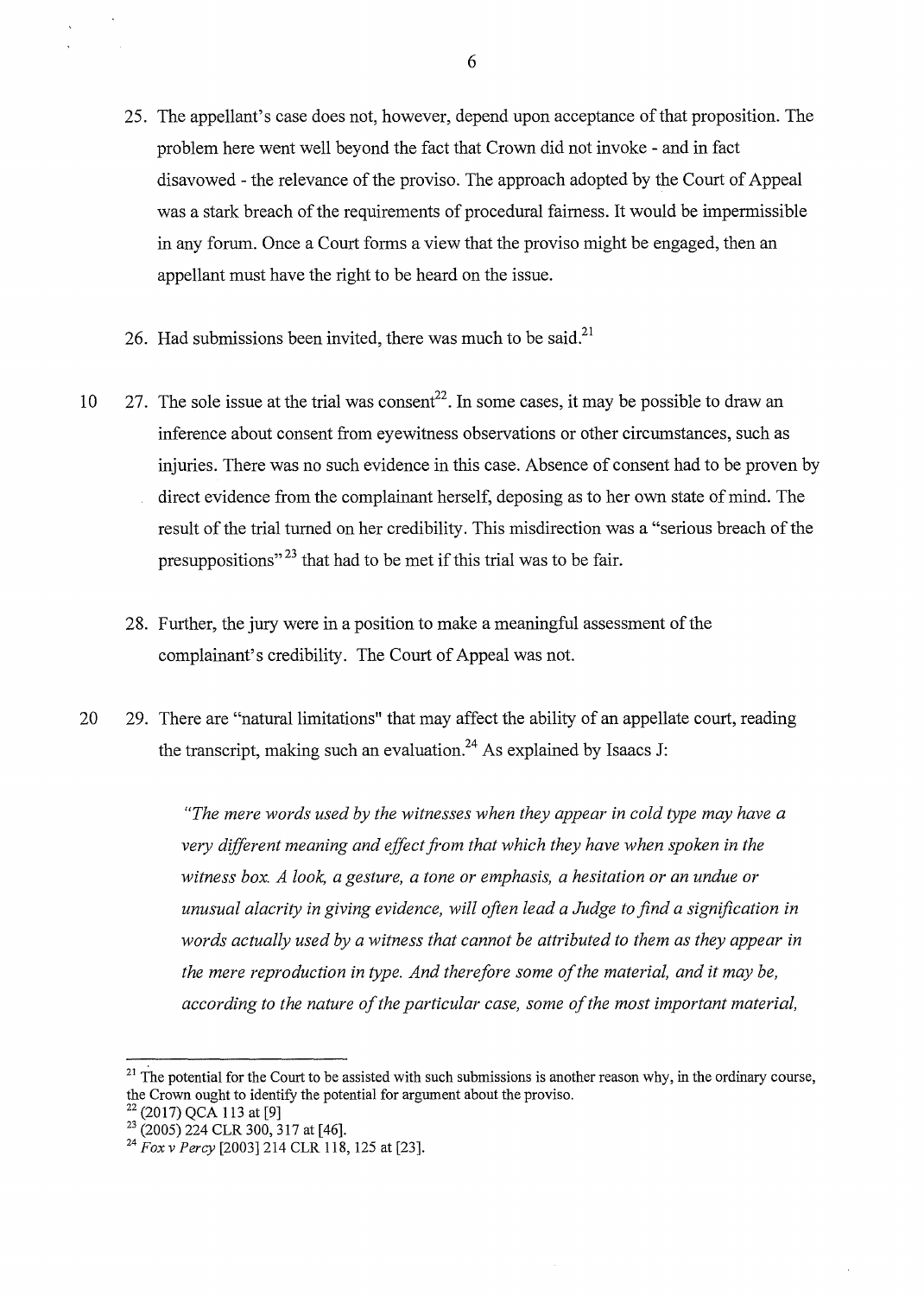25. The appellant's case does not, however, depend upon acceptance of that proposition. The problem here went well beyond the fact that Crown did not invoke - and in fact disavowed - the relevance of the proviso. The approach adopted by the Court of Appeal was a stark breach of the requirements of procedural fairness. It would be impermissible in any forum. Once a Court forms a view that the proviso might be engaged, then an appellant must have the right to be heard on the issue.

26. Had submissions been invited, there was much to be said.[21]

27. The sole issue at the trial was consent[22]. In some cases, it may be possible to draw an inference about consent from eyewitness observations or other circumstances, such as injuries. There was no such evidence in this case. Absence of consent had to be proven by direct evidence from the complainant herself, deposing as to her own state of mind. The result of the trial turned on her credibility. This misdirection was a "serious breach of the presuppositions"[23] that had to be met if this trial was to be fair.

28. Further, the jury were in a position to make a meaningful assessment of the complainant's credibility. The Court of Appeal was not.

29. There are "natural limitations" that may affect the ability of an appellate court, reading the transcript, making such an evaluation.[24] As explained by Isaacs J:

> *"The mere words used by the witnesses when they appear in cold type may have a very different meaning and effect from that which they have when spoken in the witness box. A look, a gesture, a tone or emphasis, a hesitation or an undue or unusual alacrity in giving evidence, will often lead a Judge to find a signification in words actually used by a witness that cannot be attributed to them as they appear in the mere reproduction in type. And therefore some of the material, and it may be, according to the nature of the particular case, some of the most important material,*

---

[21] The potential for the Court to be assisted with such submissions is another reason why, in the ordinary course, the Crown ought to identify the potential for argument about the proviso.

[22] (2017) QCA 113 at [9]

[23] (2005) 224 CLR 300, 317 at [46].

[24] *Fox v Percy* [2003] 214 CLR 118, 125 at [23].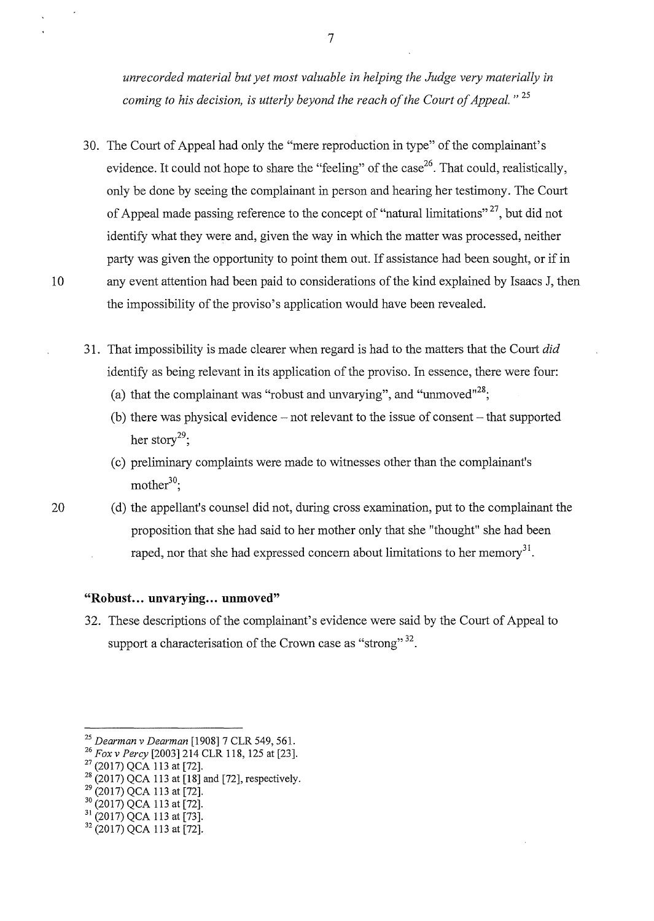*unrecorded material but yet most valuable in helping the Judge very materially in coming to his decision, is utterly beyond the reach of the Court of Appeal."* [25]

30. The Court of Appeal had only the "mere reproduction in type" of the complainant's evidence. It could not hope to share the "feeling" of the case[26]. That could, realistically, only be done by seeing the complainant in person and hearing her testimony. The Court of Appeal made passing reference to the concept of "natural limitations" [27], but did not identify what they were and, given the way in which the matter was processed, neither party was given the opportunity to point them out. If assistance had been sought, or if in any event attention had been paid to considerations of the kind explained by Isaacs J, then the impossibility of the proviso's application would have been revealed.

31. That impossibility is made clearer when regard is had to the matters that the Court *did* identify as being relevant in its application of the proviso. In essence, there were four:
    (a) that the complainant was "robust and unvarying", and "unmoved"[28];
    (b) there was physical evidence – not relevant to the issue of consent – that supported her story[29];
    (c) preliminary complaints were made to witnesses other than the complainant's mother[30];
    (d) the appellant's counsel did not, during cross examination, put to the complainant the proposition that she had said to her mother only that she "thought" she had been raped, nor that she had expressed concern about limitations to her memory[31].

### "Robust… unvarying… unmoved"

32. These descriptions of the complainant's evidence were said by the Court of Appeal to support a characterisation of the Crown case as "strong" [32].

---

[25] *Dearman v Dearman* [1908] 7 CLR 549, 561.
[26] *Fox v Percy* [2003] 214 CLR 118, 125 at [23].
[27] (2017) QCA 113 at [72].
[28] (2017) QCA 113 at [18] and [72], respectively.
[29] (2017) QCA 113 at [72].
[30] (2017) QCA 113 at [72].
[31] (2017) QCA 113 at [73].
[32] (2017) QCA 113 at [72].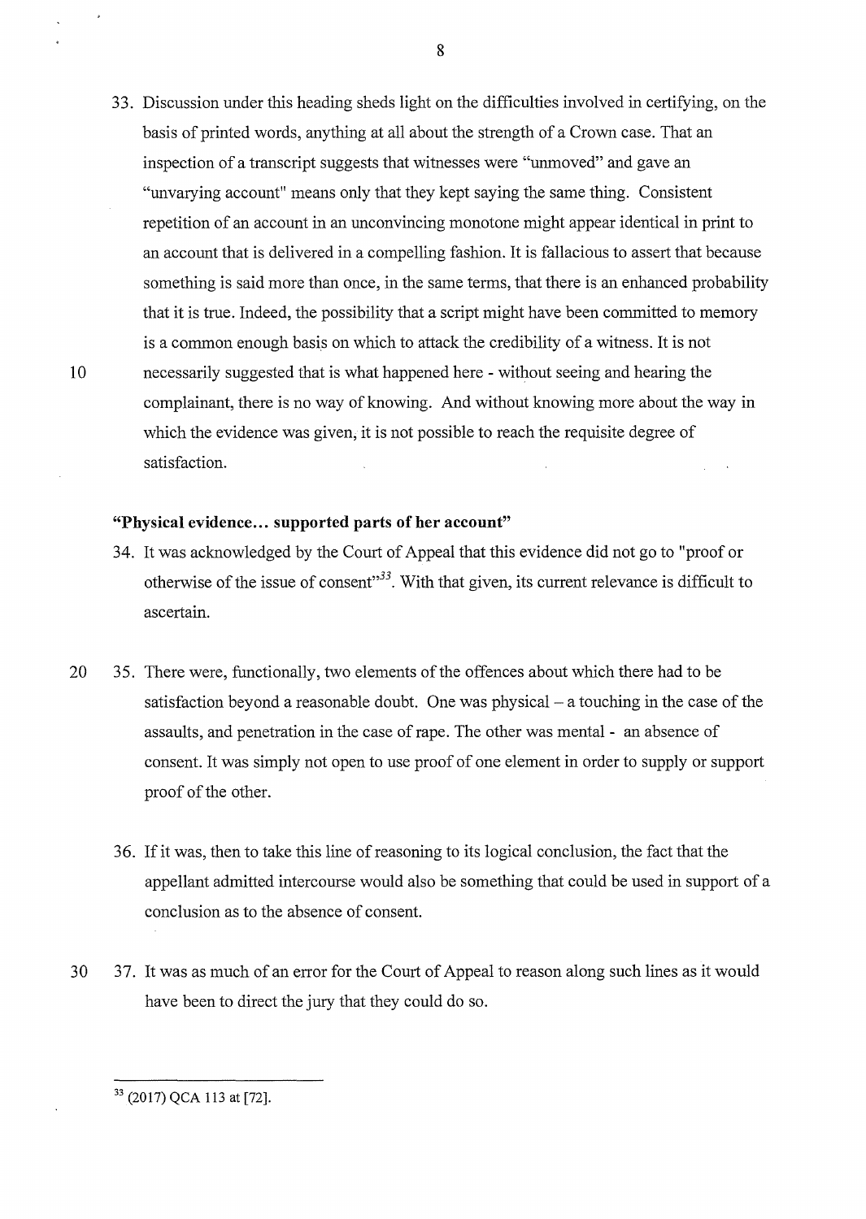33. Discussion under this heading sheds light on the difficulties involved in certifying, on the basis of printed words, anything at all about the strength of a Crown case. That an inspection of a transcript suggests that witnesses were "unmoved" and gave an "unvarying account" means only that they kept saying the same thing. Consistent repetition of an account in an unconvincing monotone might appear identical in print to an account that is delivered in a compelling fashion. It is fallacious to assert that because something is said more than once, in the same terms, that there is an enhanced probability that it is true. Indeed, the possibility that a script might have been committed to memory is a common enough basis on which to attack the credibility of a witness. It is not necessarily suggested that is what happened here - without seeing and hearing the complainant, there is no way of knowing. And without knowing more about the way in which the evidence was given, it is not possible to reach the requisite degree of satisfaction.

**"Physical evidence… supported parts of her account"**

34. It was acknowledged by the Court of Appeal that this evidence did not go to "proof or otherwise of the issue of consent"[33]. With that given, its current relevance is difficult to ascertain.

35. There were, functionally, two elements of the offences about which there had to be satisfaction beyond a reasonable doubt. One was physical – a touching in the case of the assaults, and penetration in the case of rape. The other was mental - an absence of consent. It was simply not open to use proof of one element in order to supply or support proof of the other.

36. If it was, then to take this line of reasoning to its logical conclusion, the fact that the appellant admitted intercourse would also be something that could be used in support of a conclusion as to the absence of consent.

37. It was as much of an error for the Court of Appeal to reason along such lines as it would have been to direct the jury that they could do so.

---

[33] (2017) QCA 113 at [72].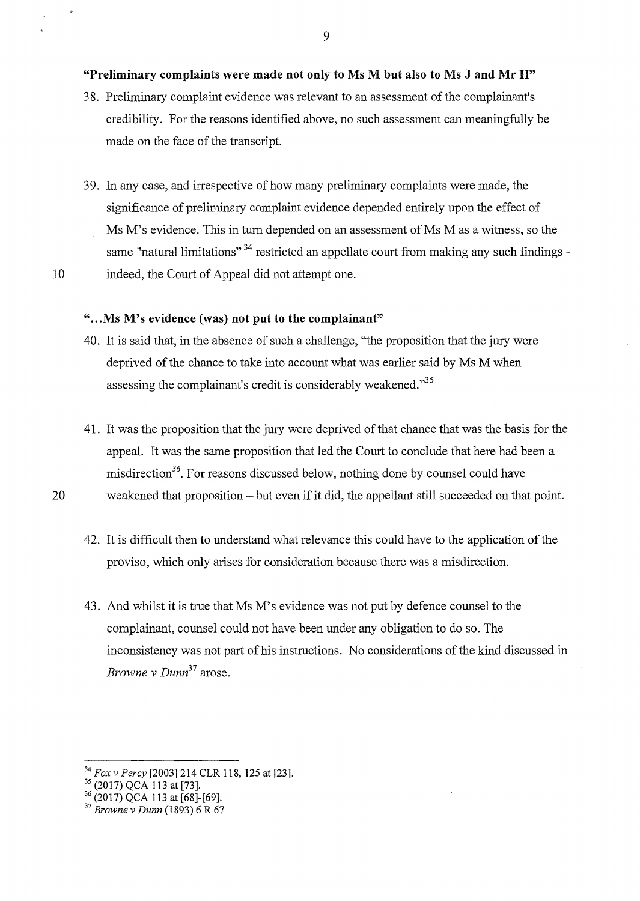**"Preliminary complaints were made not only to Ms M but also to Ms J and Mr H"**

38. Preliminary complaint evidence was relevant to an assessment of the complainant's credibility. For the reasons identified above, no such assessment can meaningfully be made on the face of the transcript.

39. In any case, and irrespective of how many preliminary complaints were made, the significance of preliminary complaint evidence depended entirely upon the effect of Ms M's evidence. This in turn depended on an assessment of Ms M as a witness, so the same "natural limitations" [34] restricted an appellate court from making any such findings - indeed, the Court of Appeal did not attempt one.

**"...Ms M's evidence (was) not put to the complainant"**

40. It is said that, in the absence of such a challenge, "the proposition that the jury were deprived of the chance to take into account what was earlier said by Ms M when assessing the complainant's credit is considerably weakened."[35]

41. It was the proposition that the jury were deprived of that chance that was the basis for the appeal. It was the same proposition that led the Court to conclude that here had been a misdirection[36]. For reasons discussed below, nothing done by counsel could have weakened that proposition – but even if it did, the appellant still succeeded on that point.

42. It is difficult then to understand what relevance this could have to the application of the proviso, which only arises for consideration because there was a misdirection.

43. And whilst it is true that Ms M's evidence was not put by defence counsel to the complainant, counsel could not have been under any obligation to do so. The inconsistency was not part of his instructions. No considerations of the kind discussed in *Browne v Dunn*[37] arose.

---

[34] *Fox v Percy* [2003] 214 CLR 118, 125 at [23].

[35] (2017) QCA 113 at [73].

[36] (2017) QCA 113 at [68]-[69].

[37] *Browne v Dunn* (1893) 6 R 67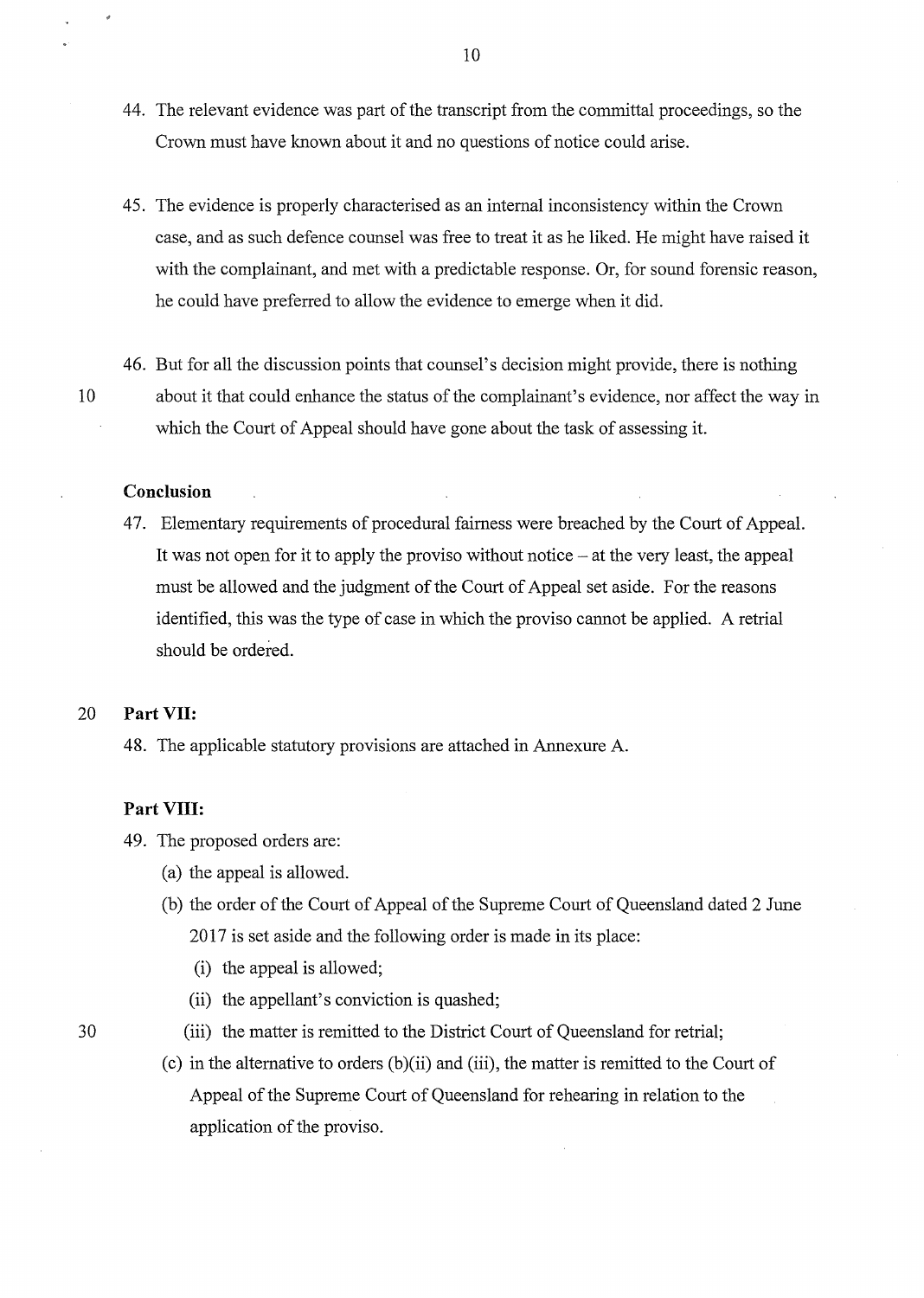44. The relevant evidence was part of the transcript from the committal proceedings, so the Crown must have known about it and no questions of notice could arise.

45. The evidence is properly characterised as an internal inconsistency within the Crown case, and as such defence counsel was free to treat it as he liked. He might have raised it with the complainant, and met with a predictable response. Or, for sound forensic reason, he could have preferred to allow the evidence to emerge when it did.

46. But for all the discussion points that counsel's decision might provide, there is nothing about it that could enhance the status of the complainant's evidence, nor affect the way in which the Court of Appeal should have gone about the task of assessing it.

**Conclusion**

47. Elementary requirements of procedural fairness were breached by the Court of Appeal. It was not open for it to apply the proviso without notice – at the very least, the appeal must be allowed and the judgment of the Court of Appeal set aside. For the reasons identified, this was the type of case in which the proviso cannot be applied. A retrial should be ordered.

**Part VII:**

48. The applicable statutory provisions are attached in Annexure A.

**Part VIII:**

49. The proposed orders are:
    (a) the appeal is allowed.
    (b) the order of the Court of Appeal of the Supreme Court of Queensland dated 2 June 2017 is set aside and the following order is made in its place:
        (i) the appeal is allowed;
        (ii) the appellant's conviction is quashed;
        (iii) the matter is remitted to the District Court of Queensland for retrial;
    (c) in the alternative to orders (b)(ii) and (iii), the matter is remitted to the Court of Appeal of the Supreme Court of Queensland for rehearing in relation to the application of the proviso.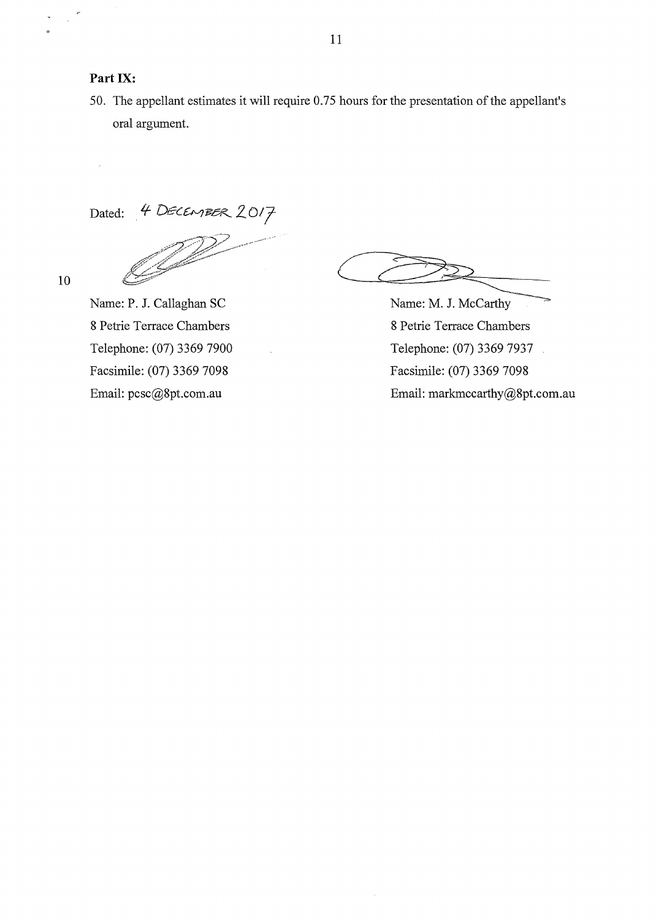**Part IX:**

50. The appellant estimates it will require 0.75 hours for the presentation of the appellant's oral argument.

Dated: 4 DECEMBER 2017

Name: P. J. Callaghan SC
8 Petrie Terrace Chambers
Telephone: (07) 3369 7900
Facsimile: (07) 3369 7098
Email: pcsc@8pt.com.au

Name: M. J. McCarthy
8 Petrie Terrace Chambers
Telephone: (07) 3369 7937
Facsimile: (07) 3369 7098
Email: markmccarthy@8pt.com.au